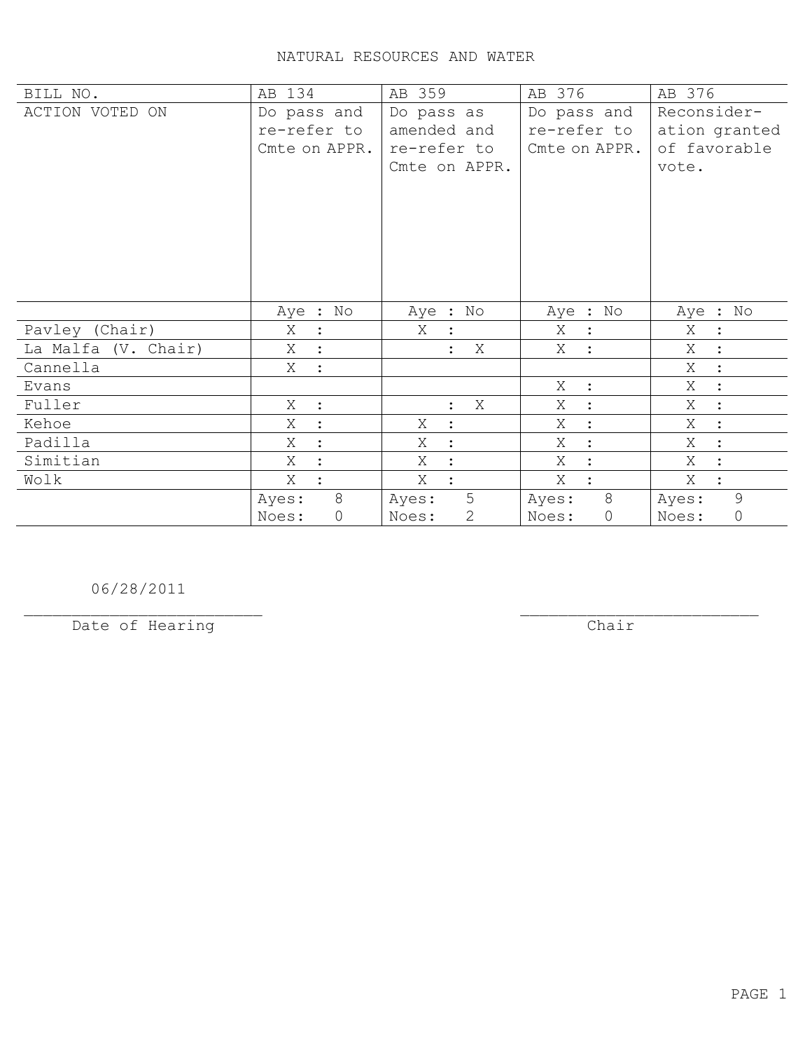# NATURAL RESOURCES AND WATER

| BILL NO. | AB 134 | AB 359 | AB 376 | AB 376 |
|---|---|---|---|---|
| ACTION VOTED ON | Do pass and re-refer to Cmte on APPR. | Do pass as amended and re-refer to Cmte on APPR. | Do pass and re-refer to Cmte on APPR. | Reconsider-ation granted of favorable vote. |
| | Aye : No | Aye : No | Aye : No | Aye : No |
| Pavley (Chair) | X : | X : | X : | X : |
| La Malfa (V. Chair) | X : | : X | X : | X : |
| Cannella | X : | | | X : |
| Evans | | | X : | X : |
| Fuller | X : | : X | X : | X : |
| Kehoe | X : | X : | X : | X : |
| Padilla | X : | X : | X : | X : |
| Simitian | X : | X : | X : | X : |
| Wolk | X : | X : | X : | X : |
| | Ayes: 8<br>Noes: 0 | Ayes: 5<br>Noes: 2 | Ayes: 8<br>Noes: 0 | Ayes: 9<br>Noes: 0 |

06/28/2011
_________________________
Date of Hearing

_________________________
Chair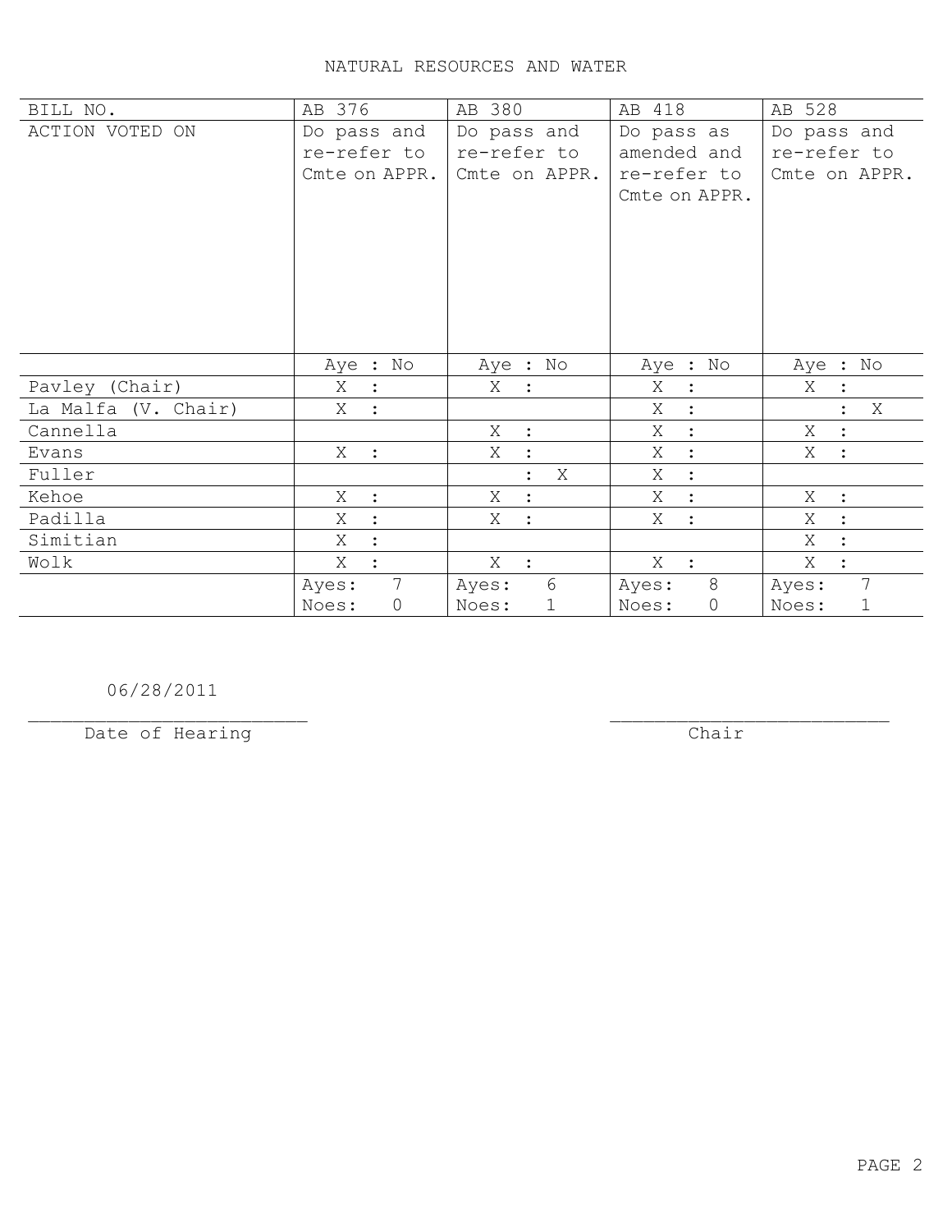NATURAL RESOURCES AND WATER

| BILL NO. | AB 376 | AB 380 | AB 418 | AB 528 |
|---|---|---|---|---|
| ACTION VOTED ON | Do pass and re-refer to Cmte on APPR. | Do pass and re-refer to Cmte on APPR. | Do pass as amended and re-refer to Cmte on APPR. | Do pass and re-refer to Cmte on APPR. |
| | Aye : No | Aye : No | Aye : No | Aye : No |
| Pavley (Chair) | X : | X : | X : | X : |
| La Malfa (V. Chair) | X : | | X : | : X |
| Cannella | | X : | X : | X : |
| Evans | X : | X : | X : | X : |
| Fuller | | : X | X : | |
| Kehoe | X : | X : | X : | X : |
| Padilla | X : | X : | X : | X : |
| Simitian | X : | | | X : |
| Wolk | X : | X : | X : | X : |
| | Ayes: 7 Noes: 0 | Ayes: 6 Noes: 1 | Ayes: 8 Noes: 0 | Ayes: 7 Noes: 1 |

06/28/2011

Date of Hearing

Chair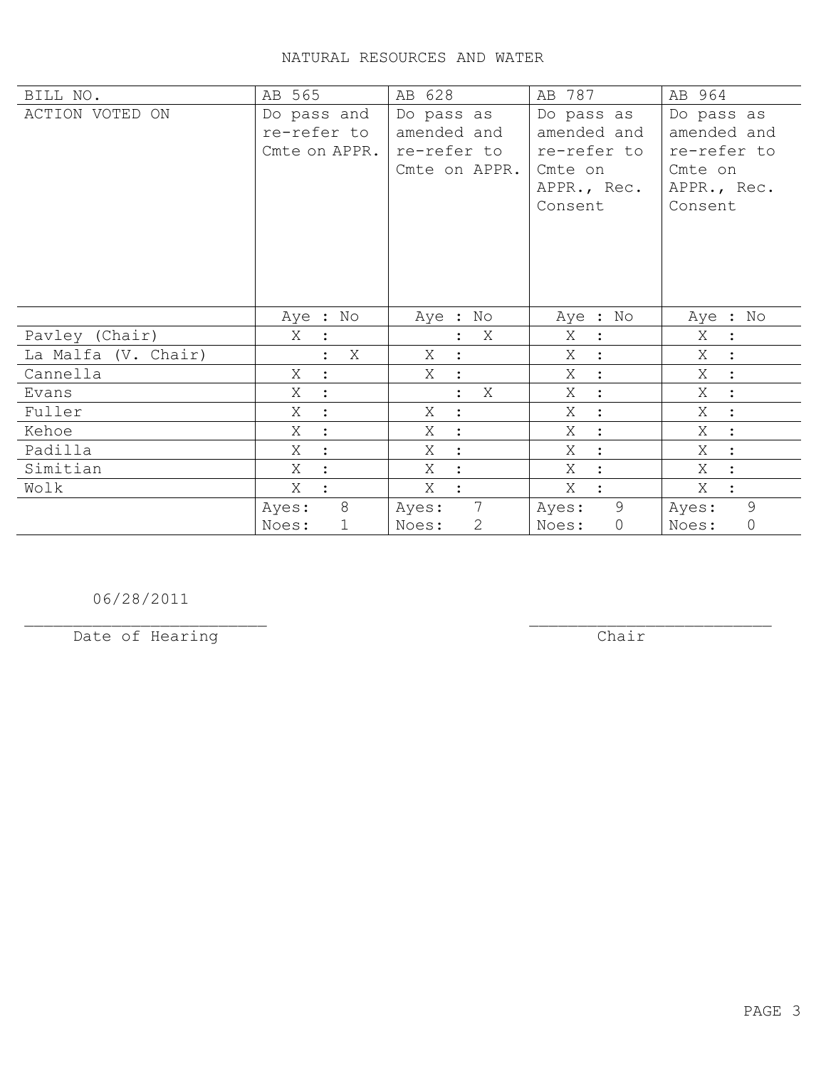# NATURAL RESOURCES AND WATER

| BILL NO. | AB 565 | AB 628 | AB 787 | AB 964 |
|---|---|---|---|---|
| ACTION VOTED ON | Do pass and re-refer to Cmte on APPR. | Do pass as amended and re-refer to Cmte on APPR. | Do pass as amended and re-refer to Cmte on APPR., Rec. Consent | Do pass as amended and re-refer to Cmte on APPR., Rec. Consent |
| | Aye : No | Aye : No | Aye : No | Aye : No |
| Pavley (Chair) | X : | : X | X : | X : |
| La Malfa (V. Chair) | : X | X : | X : | X : |
| Cannella | X : | X : | X : | X : |
| Evans | X : | : X | X : | X : |
| Fuller | X : | X : | X : | X : |
| Kehoe | X : | X : | X : | X : |
| Padilla | X : | X : | X : | X : |
| Simitian | X : | X : | X : | X : |
| Wolk | X : | X : | X : | X : |
| | Ayes: 8 Noes: 1 | Ayes: 7 Noes: 2 | Ayes: 9 Noes: 0 | Ayes: 9 Noes: 0 |

06/28/2011

Date of Hearing

Chair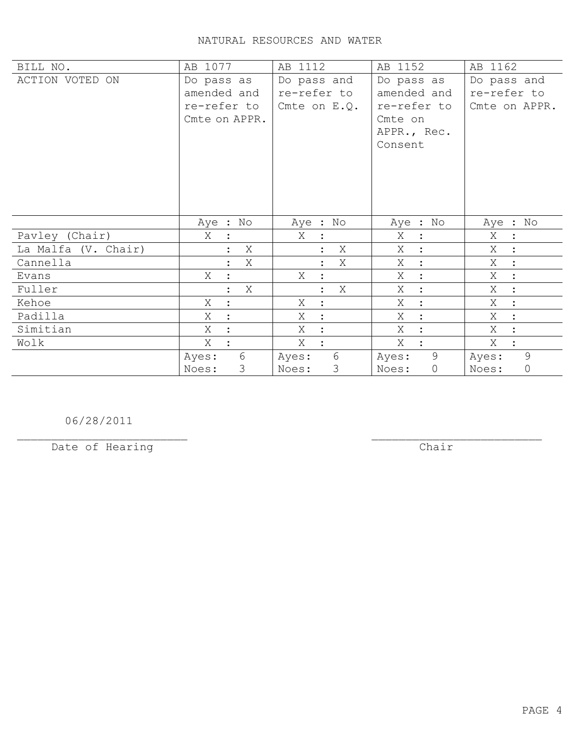# NATURAL RESOURCES AND WATER

| BILL NO. | AB 1077 | AB 1112 | AB 1152 | AB 1162 |
|---|---|---|---|---|
| ACTION VOTED ON | Do pass as amended and re-refer to Cmte on APPR. | Do pass and re-refer to Cmte on E.Q. | Do pass as amended and re-refer to Cmte on APPR., Rec. Consent | Do pass and re-refer to Cmte on APPR. |
| | Aye : No | Aye : No | Aye : No | Aye : No |
| Pavley (Chair) | X : | X : | X : | X : |
| La Malfa (V. Chair) | : X | : X | X : | X : |
| Cannella | : X | : X | X : | X : |
| Evans | X : | X : | X : | X : |
| Fuller | : X | : X | X : | X : |
| Kehoe | X : | X : | X : | X : |
| Padilla | X : | X : | X : | X : |
| Simitian | X : | X : | X : | X : |
| Wolk | X : | X : | X : | X : |
| | Ayes: 6 Noes: 3 | Ayes: 6 Noes: 3 | Ayes: 9 Noes: 0 | Ayes: 9 Noes: 0 |

06/28/2011
_________________________
Date of Hearing

_________________________
Chair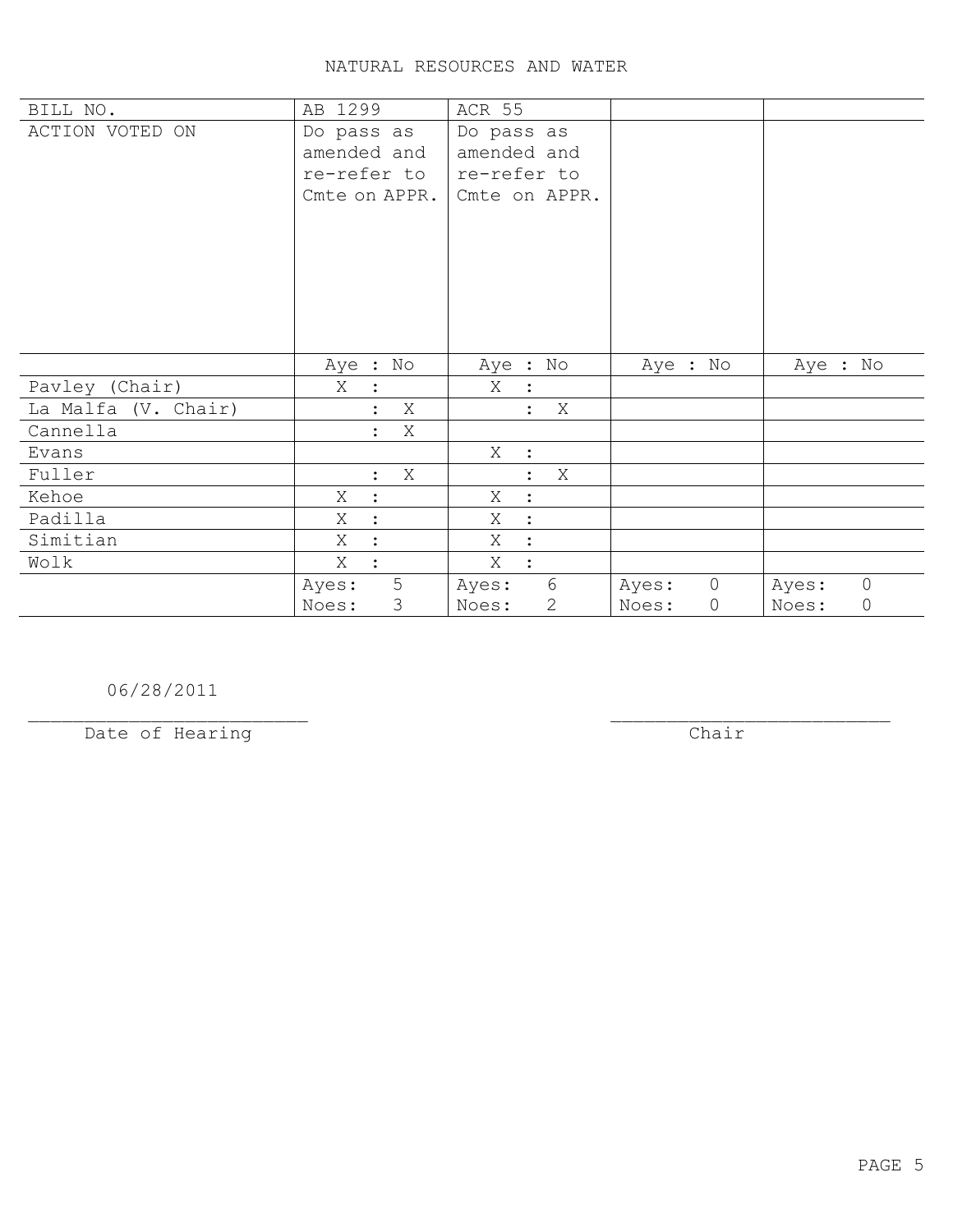NATURAL RESOURCES AND WATER

| BILL NO. | AB 1299 | ACR 55 | | |
|---|---|---|---|---|
| ACTION VOTED ON | Do pass as amended and re-refer to Cmte on APPR. | Do pass as amended and re-refer to Cmte on APPR. | | |
| | Aye : No | Aye : No | Aye : No | Aye : No |
| Pavley (Chair) | X : | X : | | |
| La Malfa (V. Chair) | : X | : X | | |
| Cannella | : X | | | |
| Evans | | X : | | |
| Fuller | : X | : X | | |
| Kehoe | X : | X : | | |
| Padilla | X : | X : | | |
| Simitian | X : | X : | | |
| Wolk | X : | X : | | |
| | Ayes: 5<br>Noes: 3 | Ayes: 6<br>Noes: 2 | Ayes: 0<br>Noes: 0 | Ayes: 0<br>Noes: 0 |

06/28/2011

Date of Hearing

Chair